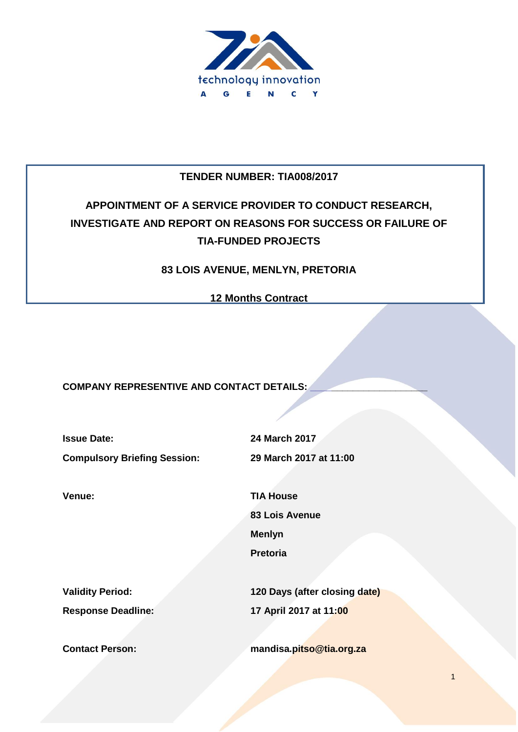**TENDER NUMBER: TIA008/2017**

# APPOINTMENT OF A SERVICE PROVIDER TO CONDUCT RESEARCH, INVESTIGATE AND REPORT ON REASONS FOR SUCCESS OR FAILURE OF TIA-FUNDED PROJECTS

**83 LOIS AVENUE, MENLYN, PRETORIA**

**12 Months Contract**

**COMPANY REPRESENTIVE AND CONTACT DETAILS:** ____________________

| | |
|---|---|
| **Issue Date:** | **24 March 2017** |
| **Compulsory Briefing Session:** | **29 March 2017 at 11:00** |
| **Venue:** | **TIA House**<br>**83 Lois Avenue**<br>**Menlyn**<br>**Pretoria** |
| **Validity Period:** | **120 Days (after closing date)** |
| **Response Deadline:** | **17 April 2017 at 11:00** |
| **Contact Person:** | **mandisa.pitso@tia.org.za** |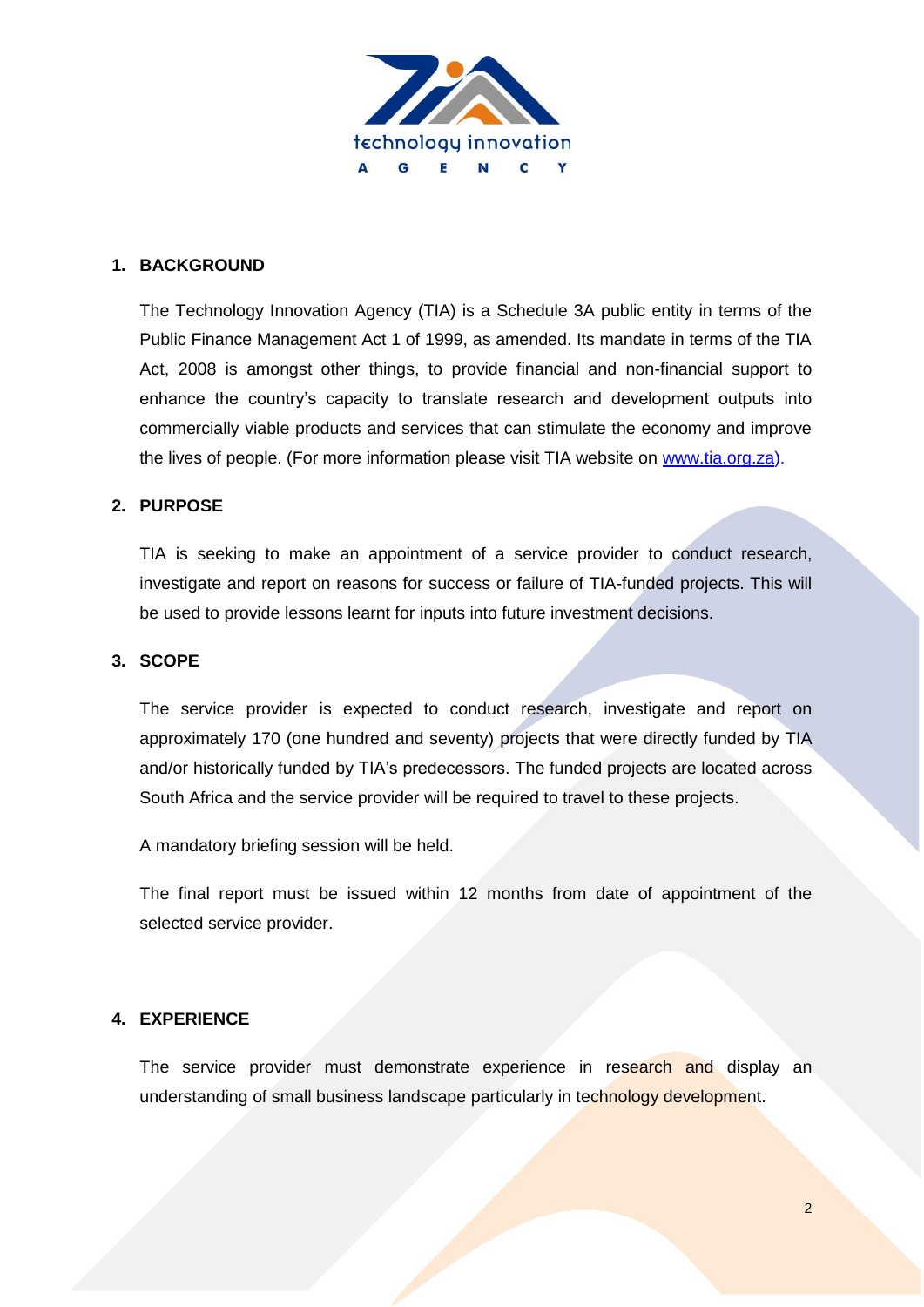## 1. BACKGROUND

The Technology Innovation Agency (TIA) is a Schedule 3A public entity in terms of the Public Finance Management Act 1 of 1999, as amended. Its mandate in terms of the TIA Act, 2008 is amongst other things, to provide financial and non-financial support to enhance the country's capacity to translate research and development outputs into commercially viable products and services that can stimulate the economy and improve the lives of people. (For more information please visit TIA website on www.tia.org.za).

## 2. PURPOSE

TIA is seeking to make an appointment of a service provider to conduct research, investigate and report on reasons for success or failure of TIA-funded projects. This will be used to provide lessons learnt for inputs into future investment decisions.

## 3. SCOPE

The service provider is expected to conduct research, investigate and report on approximately 170 (one hundred and seventy) projects that were directly funded by TIA and/or historically funded by TIA's predecessors. The funded projects are located across South Africa and the service provider will be required to travel to these projects.

A mandatory briefing session will be held.

The final report must be issued within 12 months from date of appointment of the selected service provider.

## 4. EXPERIENCE

The service provider must demonstrate experience in research and display an understanding of small business landscape particularly in technology development.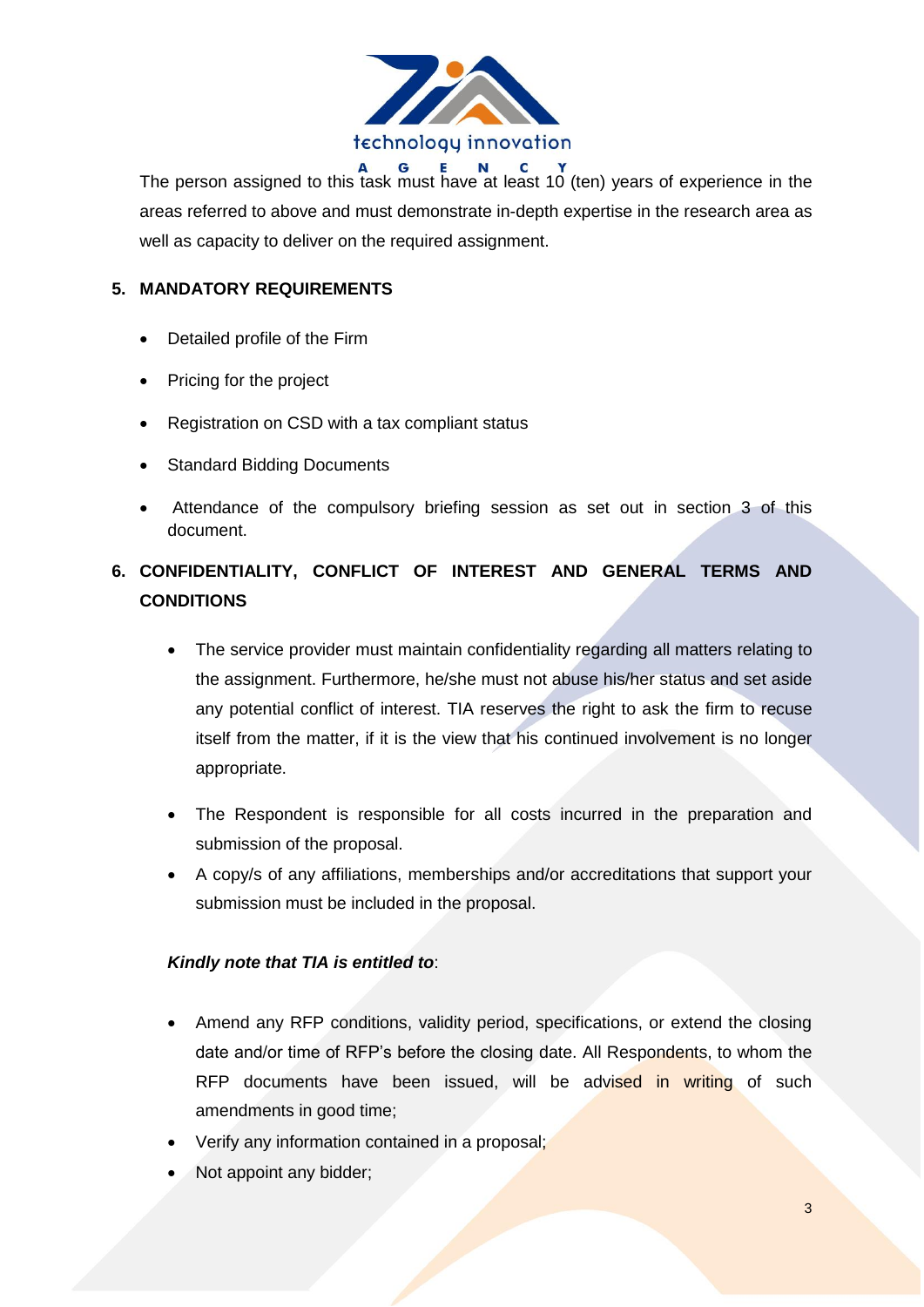The person assigned to this task must have at least 10 (ten) years of experience in the areas referred to above and must demonstrate in-depth expertise in the research area as well as capacity to deliver on the required assignment.

## 5. MANDATORY REQUIREMENTS

- Detailed profile of the Firm
- Pricing for the project
- Registration on CSD with a tax compliant status
- Standard Bidding Documents
- Attendance of the compulsory briefing session as set out in section 3 of this document.

## 6. CONFIDENTIALITY, CONFLICT OF INTEREST AND GENERAL TERMS AND CONDITIONS

- The service provider must maintain confidentiality regarding all matters relating to the assignment. Furthermore, he/she must not abuse his/her status and set aside any potential conflict of interest. TIA reserves the right to ask the firm to recuse itself from the matter, if it is the view that his continued involvement is no longer appropriate.
- The Respondent is responsible for all costs incurred in the preparation and submission of the proposal.
- A copy/s of any affiliations, memberships and/or accreditations that support your submission must be included in the proposal.

***Kindly note that TIA is entitled to***:

- Amend any RFP conditions, validity period, specifications, or extend the closing date and/or time of RFP's before the closing date. All Respondents, to whom the RFP documents have been issued, will be advised in writing of such amendments in good time;
- Verify any information contained in a proposal;
- Not appoint any bidder;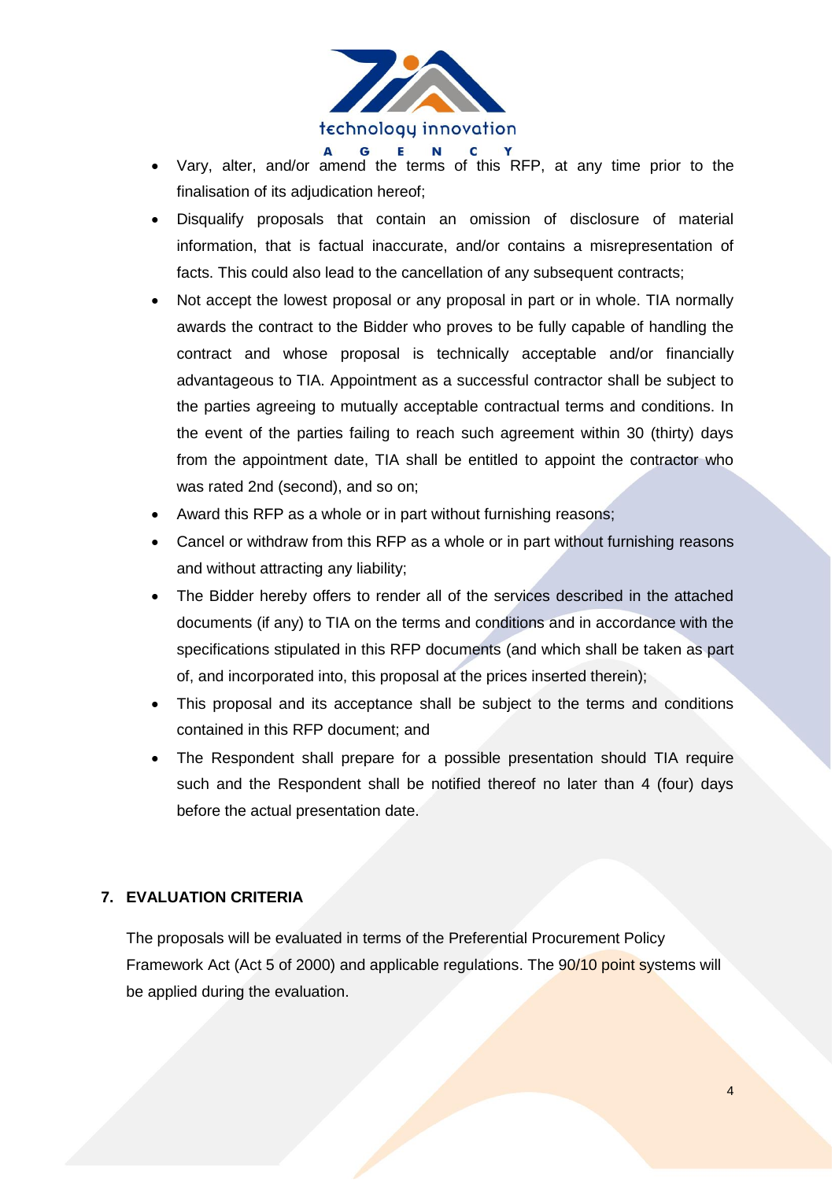- Vary, alter, and/or amend the terms of this RFP, at any time prior to the finalisation of its adjudication hereof;
- Disqualify proposals that contain an omission of disclosure of material information, that is factual inaccurate, and/or contains a misrepresentation of facts. This could also lead to the cancellation of any subsequent contracts;
- Not accept the lowest proposal or any proposal in part or in whole. TIA normally awards the contract to the Bidder who proves to be fully capable of handling the contract and whose proposal is technically acceptable and/or financially advantageous to TIA. Appointment as a successful contractor shall be subject to the parties agreeing to mutually acceptable contractual terms and conditions. In the event of the parties failing to reach such agreement within 30 (thirty) days from the appointment date, TIA shall be entitled to appoint the contractor who was rated 2nd (second), and so on;
- Award this RFP as a whole or in part without furnishing reasons;
- Cancel or withdraw from this RFP as a whole or in part without furnishing reasons and without attracting any liability;
- The Bidder hereby offers to render all of the services described in the attached documents (if any) to TIA on the terms and conditions and in accordance with the specifications stipulated in this RFP documents (and which shall be taken as part of, and incorporated into, this proposal at the prices inserted therein);
- This proposal and its acceptance shall be subject to the terms and conditions contained in this RFP document; and
- The Respondent shall prepare for a possible presentation should TIA require such and the Respondent shall be notified thereof no later than 4 (four) days before the actual presentation date.

## 7. EVALUATION CRITERIA

The proposals will be evaluated in terms of the Preferential Procurement Policy Framework Act (Act 5 of 2000) and applicable regulations. The 90/10 point systems will be applied during the evaluation.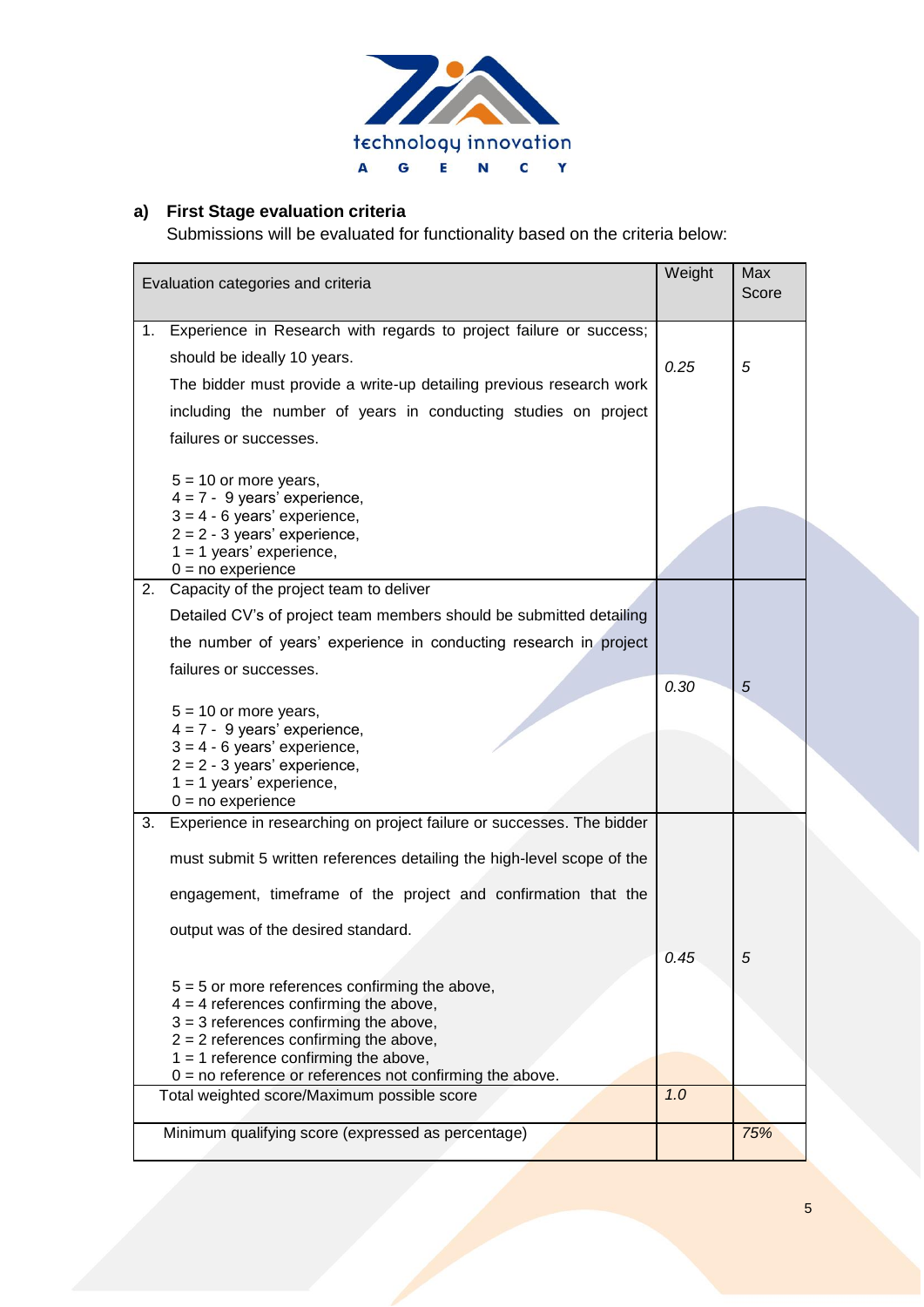**a) First Stage evaluation criteria**

Submissions will be evaluated for functionality based on the criteria below:

| Evaluation categories and criteria | Weight | Max Score |
|---|---|---|
| 1. Experience in Research with regards to project failure or success; should be ideally 10 years.<br>The bidder must provide a write-up detailing previous research work including the number of years in conducting studies on project failures or successes.<br><br>5 = 10 or more years,<br>4 = 7 - 9 years' experience,<br>3 = 4 - 6 years' experience,<br>2 = 2 - 3 years' experience,<br>1 = 1 years' experience,<br>0 = no experience | *0.25* | *5* |
| 2. Capacity of the project team to deliver<br>Detailed CV's of project team members should be submitted detailing the number of years' experience in conducting research in project failures or successes.<br><br>5 = 10 or more years,<br>4 = 7 - 9 years' experience,<br>3 = 4 - 6 years' experience,<br>2 = 2 - 3 years' experience,<br>1 = 1 years' experience,<br>0 = no experience | *0.30* | *5* |
| 3. Experience in researching on project failure or successes. The bidder must submit 5 written references detailing the high-level scope of the engagement, timeframe of the project and confirmation that the output was of the desired standard.<br><br>5 = 5 or more references confirming the above,<br>4 = 4 references confirming the above,<br>3 = 3 references confirming the above,<br>2 = 2 references confirming the above,<br>1 = 1 reference confirming the above,<br>0 = no reference or references not confirming the above. | *0.45* | *5* |
| Total weighted score/Maximum possible score | *1.0* | |
| Minimum qualifying score (expressed as percentage) | | *75%* |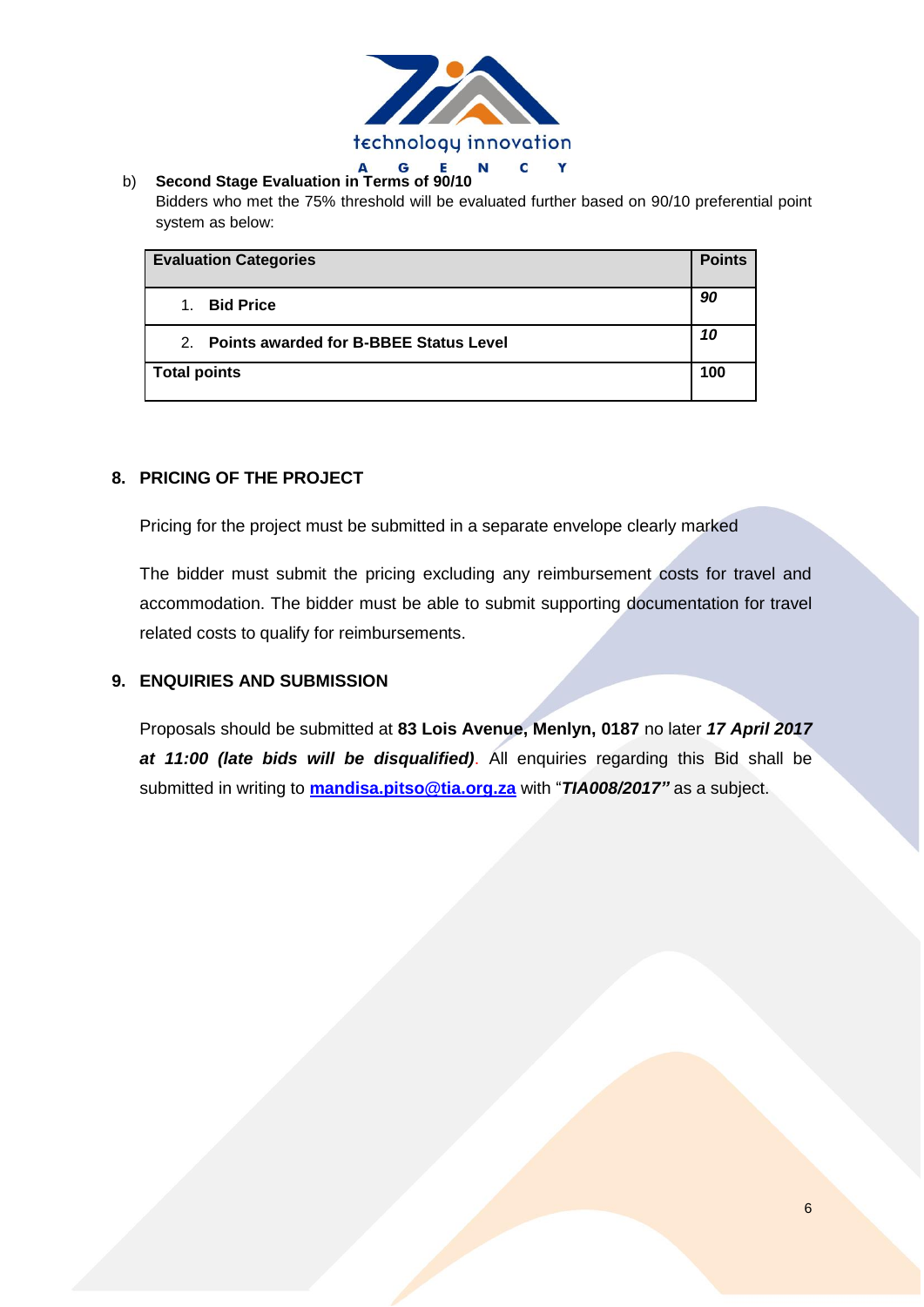b) **Second Stage Evaluation in Terms of 90/10**

Bidders who met the 75% threshold will be evaluated further based on 90/10 preferential point system as below:

| **Evaluation Categories** | **Points** |
|---|---|
| 1. **Bid Price** | ***90*** |
| 2. **Points awarded for B-BBEE Status Level** | ***10*** |
| **Total points** | **100** |

## 8. PRICING OF THE PROJECT

Pricing for the project must be submitted in a separate envelope clearly marked

The bidder must submit the pricing excluding any reimbursement costs for travel and accommodation. The bidder must be able to submit supporting documentation for travel related costs to qualify for reimbursements.

## 9. ENQUIRIES AND SUBMISSION

Proposals should be submitted at **83 Lois Avenue, Menlyn, 0187** no later ***17 April 2017 at 11:00 (late bids will be disqualified)***. All enquiries regarding this Bid shall be submitted in writing to **mandisa.pitso@tia.org.za** with "***TIA008/2017"*** as a subject.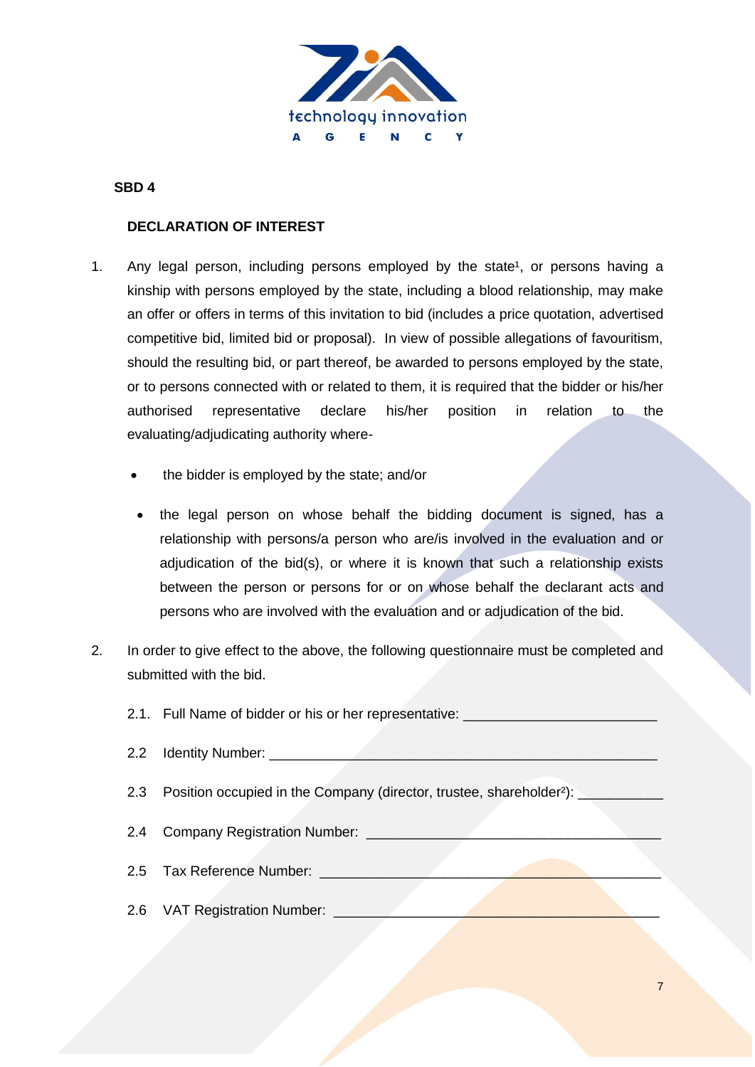**SBD 4**

**DECLARATION OF INTEREST**

1. Any legal person, including persons employed by the state[1], or persons having a kinship with persons employed by the state, including a blood relationship, may make an offer or offers in terms of this invitation to bid (includes a price quotation, advertised competitive bid, limited bid or proposal). In view of possible allegations of favouritism, should the resulting bid, or part thereof, be awarded to persons employed by the state, or to persons connected with or related to them, it is required that the bidder or his/her authorised representative declare his/her position in relation to the evaluating/adjudicating authority where-

   - the bidder is employed by the state; and/or
   - the legal person on whose behalf the bidding document is signed, has a relationship with persons/a person who are/is involved in the evaluation and or adjudication of the bid(s), or where it is known that such a relationship exists between the person or persons for or on whose behalf the declarant acts and persons who are involved with the evaluation and or adjudication of the bid.

2. In order to give effect to the above, the following questionnaire must be completed and submitted with the bid.

   2.1. Full Name of bidder or his or her representative: ________________________

   2.2 Identity Number: _________________________________________________

   2.3 Position occupied in the Company (director, trustee, shareholder[2]): __________

   2.4 Company Registration Number: _____________________________________

   2.5 Tax Reference Number: ___________________________________________

   2.6 VAT Registration Number: _________________________________________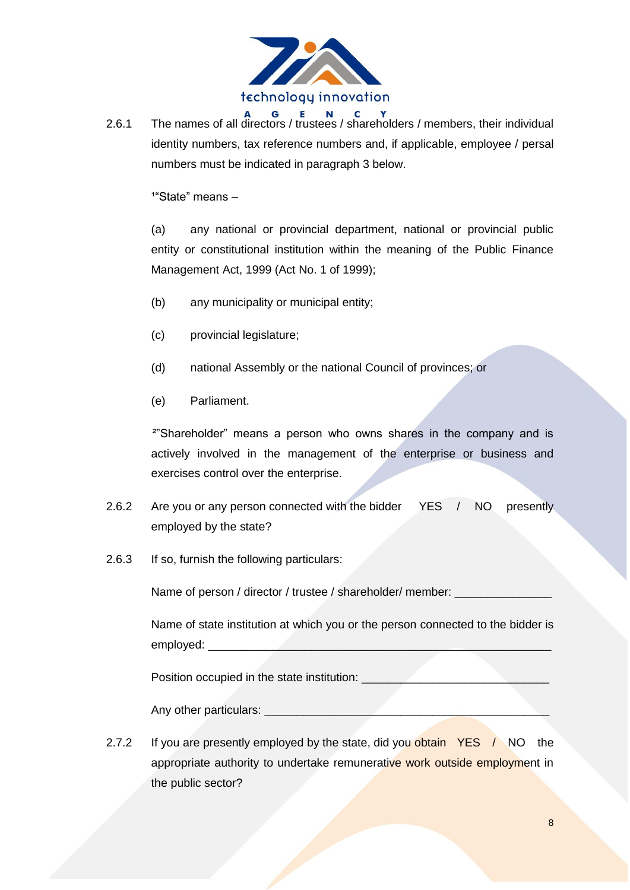2.6.1 The names of all directors / trustees / shareholders / members, their individual identity numbers, tax reference numbers and, if applicable, employee / persal numbers must be indicated in paragraph 3 below.

[1]"State" means –

(a) any national or provincial department, national or provincial public entity or constitutional institution within the meaning of the Public Finance Management Act, 1999 (Act No. 1 of 1999);

(b) any municipality or municipal entity;

(c) provincial legislature;

(d) national Assembly or the national Council of provinces; or

(e) Parliament.

[2]"Shareholder" means a person who owns shares in the company and is actively involved in the management of the enterprise or business and exercises control over the enterprise.

2.6.2 Are you or any person connected with the bidder YES / NO presently employed by the state?

2.6.3 If so, furnish the following particulars:

Name of person / director / trustee / shareholder/ member: _______________

Name of state institution at which you or the person connected to the bidder is employed: _____________________________________________________

Position occupied in the state institution: _____________________________

Any other particulars: _____________________________________________

2.7.2 If you are presently employed by the state, did you obtain YES / NO the appropriate authority to undertake remunerative work outside employment in the public sector?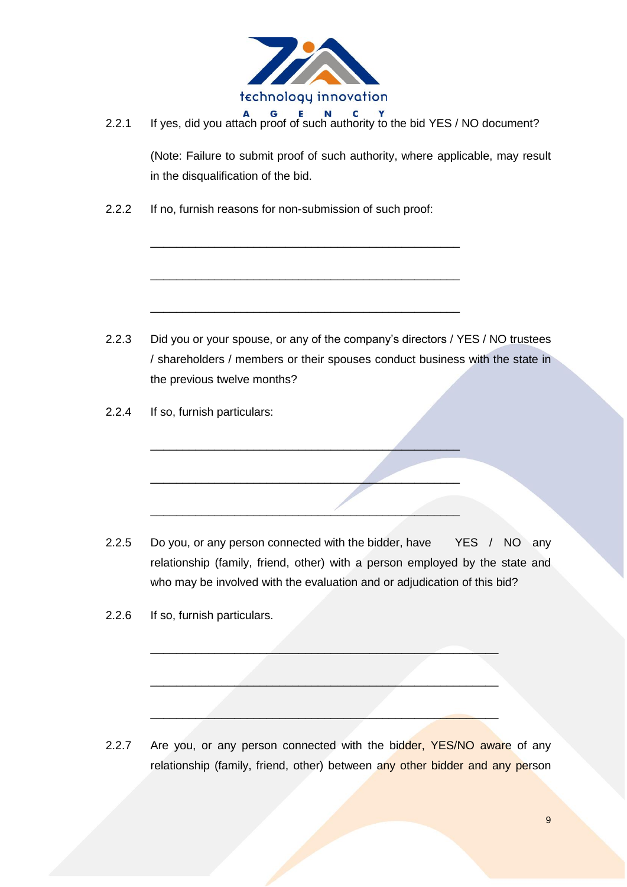2.2.1 If yes, did you attach proof of such authority to the bid YES / NO document?

(Note: Failure to submit proof of such authority, where applicable, may result in the disqualification of the bid.

2.2.2 If no, furnish reasons for non-submission of such proof:

_______________________________________________

_______________________________________________

_______________________________________________

2.2.3 Did you or your spouse, or any of the company's directors / YES / NO trustees / shareholders / members or their spouses conduct business with the state in the previous twelve months?

2.2.4 If so, furnish particulars:

_______________________________________________

_______________________________________________

_______________________________________________

2.2.5 Do you, or any person connected with the bidder, have YES / NO any relationship (family, friend, other) with a person employed by the state and who may be involved with the evaluation and or adjudication of this bid?

2.2.6 If so, furnish particulars.

_____________________________________________________

_____________________________________________________

_____________________________________________________

2.2.7 Are you, or any person connected with the bidder, YES/NO aware of any relationship (family, friend, other) between any other bidder and any person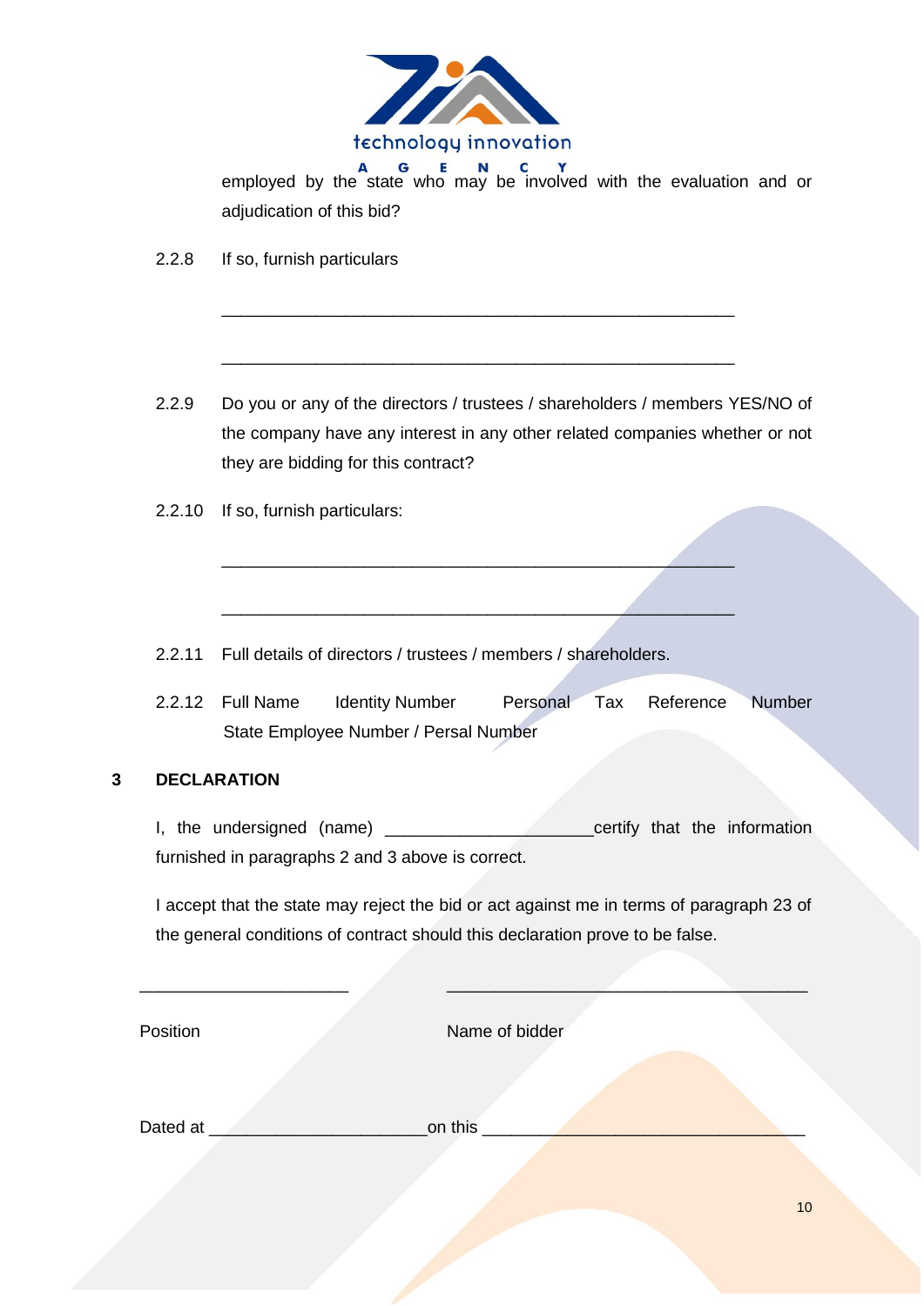employed by the state who may be involved with the evaluation and or adjudication of this bid?

2.2.8 If so, furnish particulars

_______________________________________________________

_______________________________________________________

2.2.9 Do you or any of the directors / trustees / shareholders / members YES/NO of the company have any interest in any other related companies whether or not they are bidding for this contract?

2.2.10 If so, furnish particulars:

_______________________________________________________

_______________________________________________________

2.2.11 Full details of directors / trustees / members / shareholders.

2.2.12 Full Name Identity Number Personal Tax Reference Number State Employee Number / Persal Number

## 3 DECLARATION

I, the undersigned (name) ______________________certify that the information furnished in paragraphs 2 and 3 above is correct.

I accept that the state may reject the bid or act against me in terms of paragraph 23 of the general conditions of contract should this declaration prove to be false.

______________________ ________________________________________

Position Name of bidder

Dated at _______________________on this ___________________________________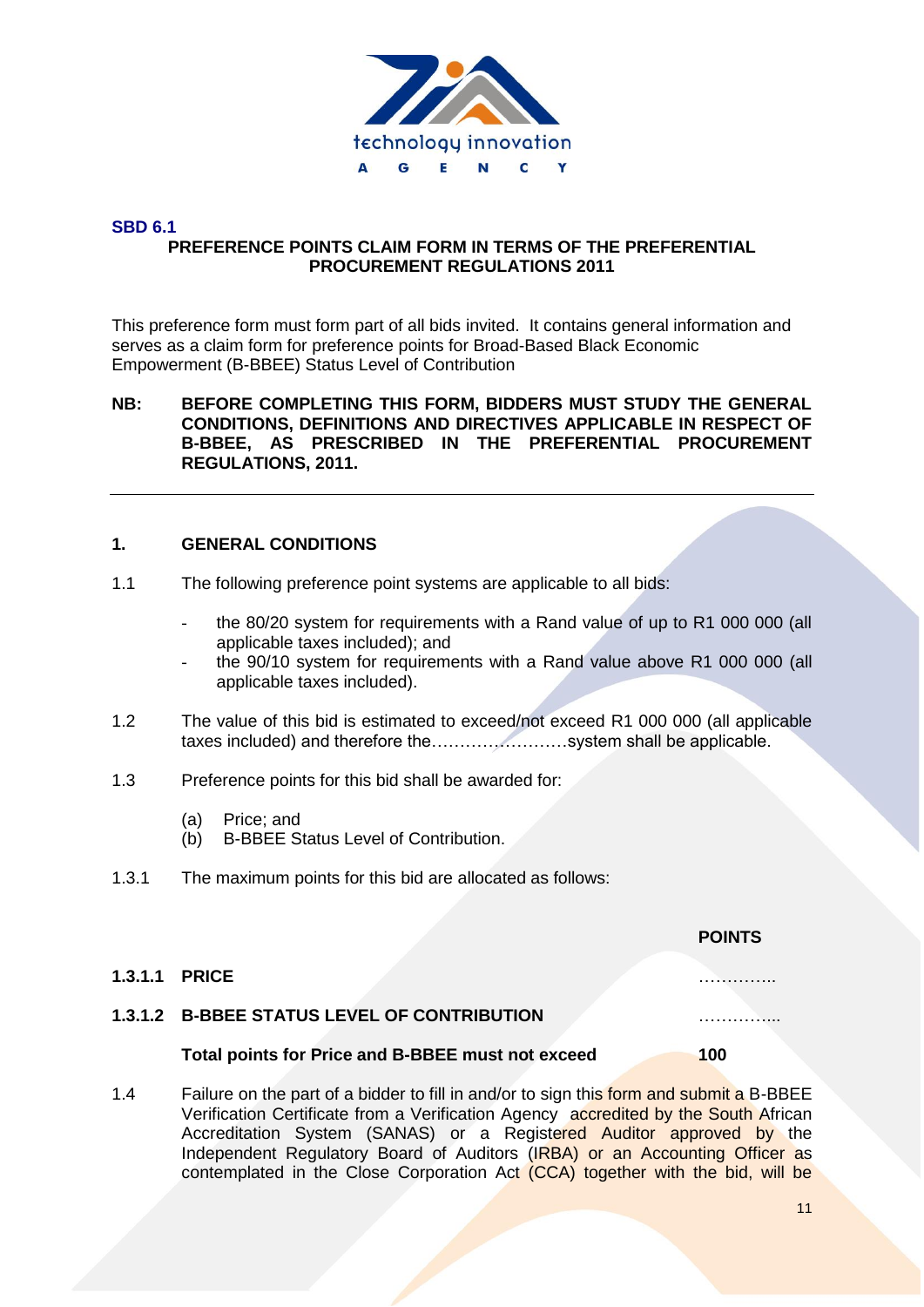technology innovation AGENCY

**SBD 6.1**

**PREFERENCE POINTS CLAIM FORM IN TERMS OF THE PREFERENTIAL PROCUREMENT REGULATIONS 2011**

This preference form must form part of all bids invited. It contains general information and serves as a claim form for preference points for Broad-Based Black Economic Empowerment (B-BBEE) Status Level of Contribution

**NB: BEFORE COMPLETING THIS FORM, BIDDERS MUST STUDY THE GENERAL CONDITIONS, DEFINITIONS AND DIRECTIVES APPLICABLE IN RESPECT OF B-BBEE, AS PRESCRIBED IN THE PREFERENTIAL PROCUREMENT REGULATIONS, 2011.**

---

## 1. GENERAL CONDITIONS

1.1 The following preference point systems are applicable to all bids:

- the 80/20 system for requirements with a Rand value of up to R1 000 000 (all applicable taxes included); and
- the 90/10 system for requirements with a Rand value above R1 000 000 (all applicable taxes included).

1.2 The value of this bid is estimated to exceed/not exceed R1 000 000 (all applicable taxes included) and therefore the……………………system shall be applicable.

1.3 Preference points for this bid shall be awarded for:

(a) Price; and
(b) B-BBEE Status Level of Contribution.

1.3.1 The maximum points for this bid are allocated as follows:

| | | POINTS |
|---|---|---|
| **1.3.1.1** | **PRICE** | ………….. |
| **1.3.1.2** | **B-BBEE STATUS LEVEL OF CONTRIBUTION** | …………... |
| | **Total points for Price and B-BBEE must not exceed** | **100** |

1.4 Failure on the part of a bidder to fill in and/or to sign this form and submit a B-BBEE Verification Certificate from a Verification Agency accredited by the South African Accreditation System (SANAS) or a Registered Auditor approved by the Independent Regulatory Board of Auditors (IRBA) or an Accounting Officer as contemplated in the Close Corporation Act (CCA) together with the bid, will be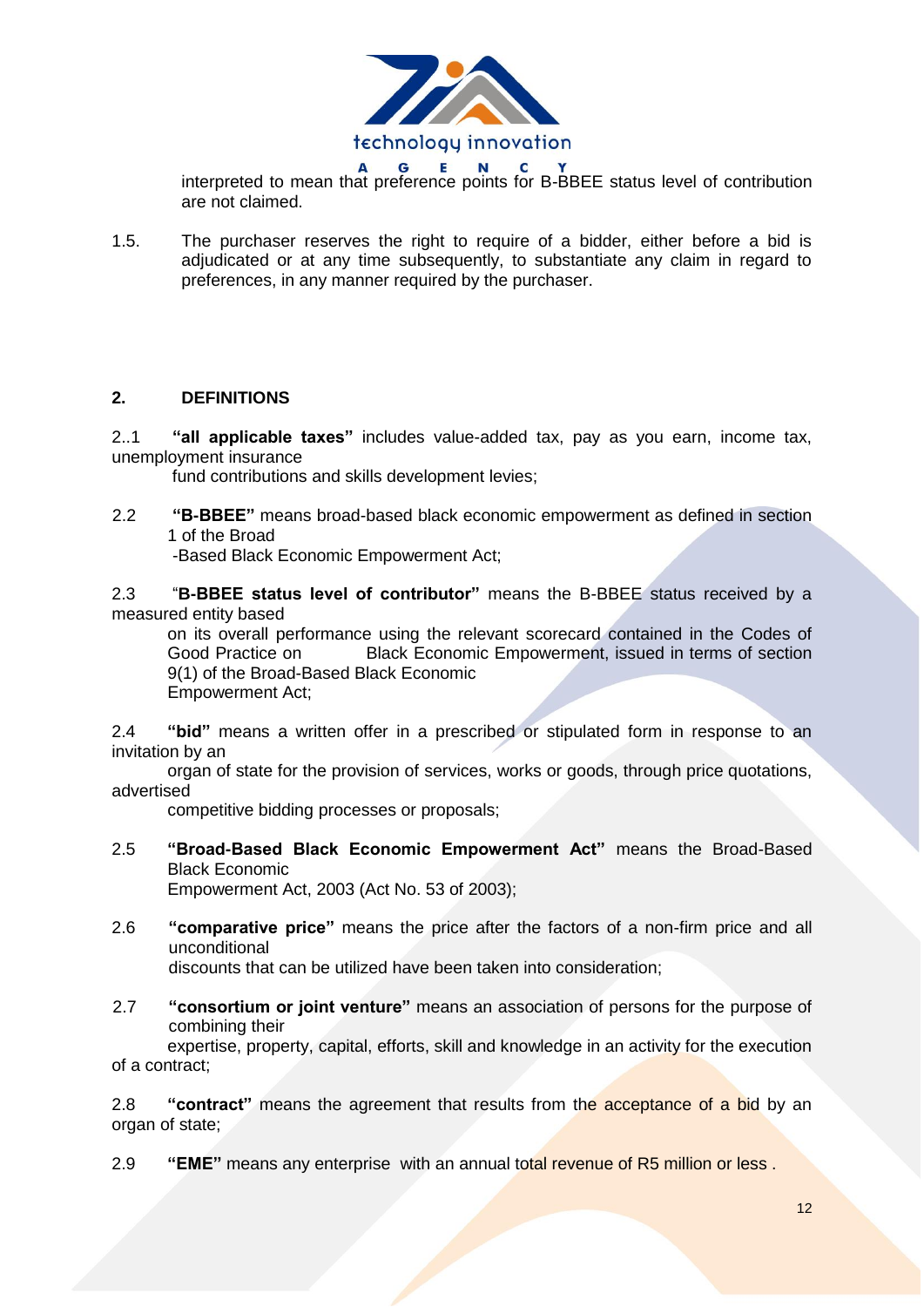interpreted to mean that preference points for B-BBEE status level of contribution are not claimed.

1.5. The purchaser reserves the right to require of a bidder, either before a bid is adjudicated or at any time subsequently, to substantiate any claim in regard to preferences, in any manner required by the purchaser.

## 2. DEFINITIONS

2..1 **"all applicable taxes"** includes value-added tax, pay as you earn, income tax, unemployment insurance fund contributions and skills development levies;

2.2 **"B-BBEE"** means broad-based black economic empowerment as defined in section 1 of the Broad -Based Black Economic Empowerment Act;

2.3 "**B-BBEE status level of contributor"** means the B-BBEE status received by a measured entity based on its overall performance using the relevant scorecard contained in the Codes of Good Practice on Black Economic Empowerment, issued in terms of section 9(1) of the Broad-Based Black Economic Empowerment Act;

2.4 **"bid"** means a written offer in a prescribed or stipulated form in response to an invitation by an organ of state for the provision of services, works or goods, through price quotations, advertised competitive bidding processes or proposals;

2.5 **"Broad-Based Black Economic Empowerment Act"** means the Broad-Based Black Economic Empowerment Act, 2003 (Act No. 53 of 2003);

2.6 **"comparative price"** means the price after the factors of a non-firm price and all unconditional discounts that can be utilized have been taken into consideration;

2.7 **"consortium or joint venture"** means an association of persons for the purpose of combining their expertise, property, capital, efforts, skill and knowledge in an activity for the execution of a contract;

2.8 **"contract"** means the agreement that results from the acceptance of a bid by an organ of state;

2.9 **"EME"** means any enterprise with an annual total revenue of R5 million or less .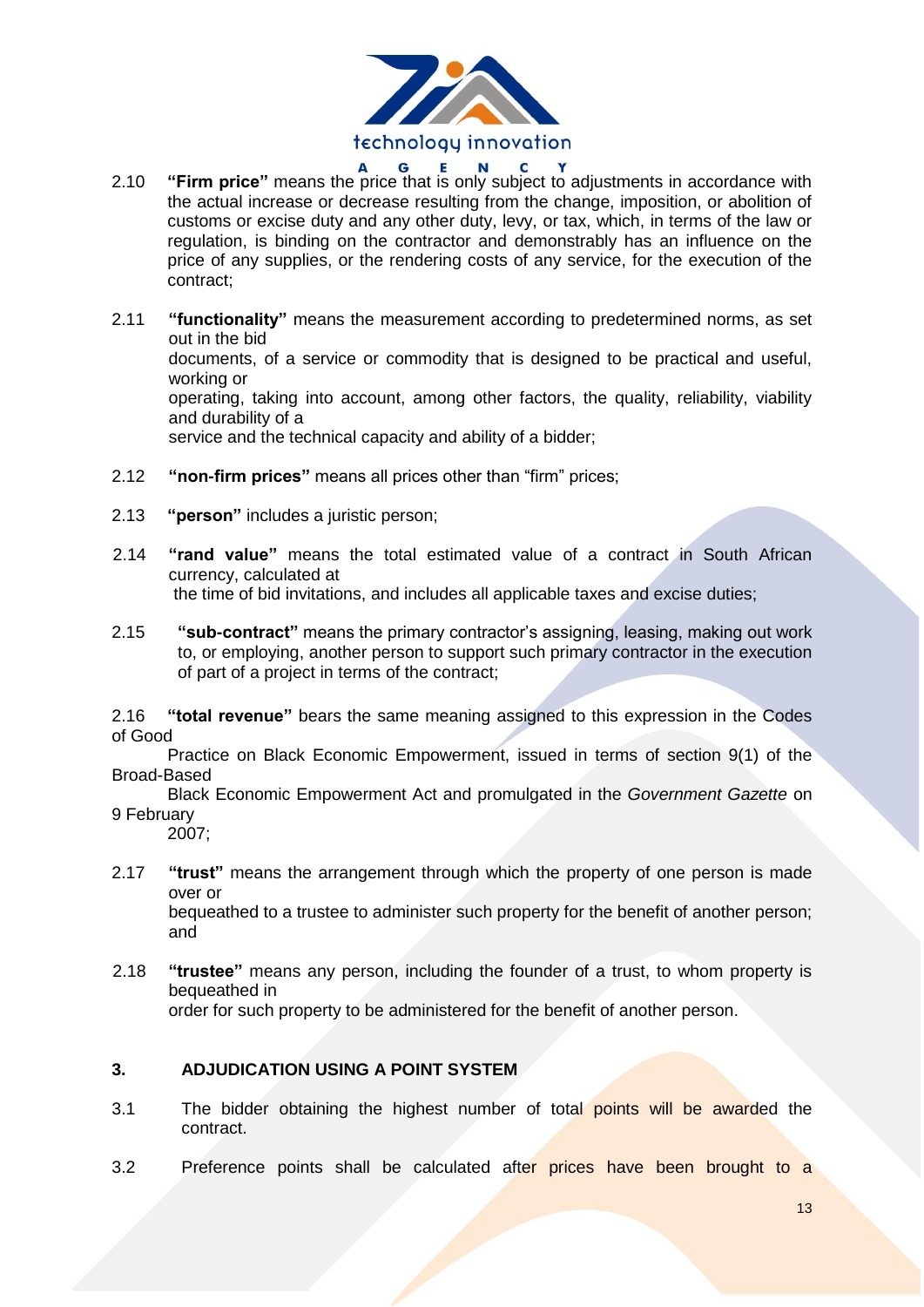2.10 **"Firm price"** means the price that is only subject to adjustments in accordance with the actual increase or decrease resulting from the change, imposition, or abolition of customs or excise duty and any other duty, levy, or tax, which, in terms of the law or regulation, is binding on the contractor and demonstrably has an influence on the price of any supplies, or the rendering costs of any service, for the execution of the contract;

2.11 **"functionality"** means the measurement according to predetermined norms, as set out in the bid documents, of a service or commodity that is designed to be practical and useful, working or operating, taking into account, among other factors, the quality, reliability, viability and durability of a service and the technical capacity and ability of a bidder;

2.12 **"non-firm prices"** means all prices other than "firm" prices;

2.13 **"person"** includes a juristic person;

2.14 **"rand value"** means the total estimated value of a contract in South African currency, calculated at the time of bid invitations, and includes all applicable taxes and excise duties;

2.15 **"sub-contract"** means the primary contractor's assigning, leasing, making out work to, or employing, another person to support such primary contractor in the execution of part of a project in terms of the contract;

2.16 **"total revenue"** bears the same meaning assigned to this expression in the Codes of Good Practice on Black Economic Empowerment, issued in terms of section 9(1) of the Broad-Based Black Economic Empowerment Act and promulgated in the *Government Gazette* on 9 February 2007;

2.17 **"trust"** means the arrangement through which the property of one person is made over or bequeathed to a trustee to administer such property for the benefit of another person; and

2.18 **"trustee"** means any person, including the founder of a trust, to whom property is bequeathed in order for such property to be administered for the benefit of another person.

## 3. ADJUDICATION USING A POINT SYSTEM

3.1 The bidder obtaining the highest number of total points will be awarded the contract.

3.2 Preference points shall be calculated after prices have been brought to a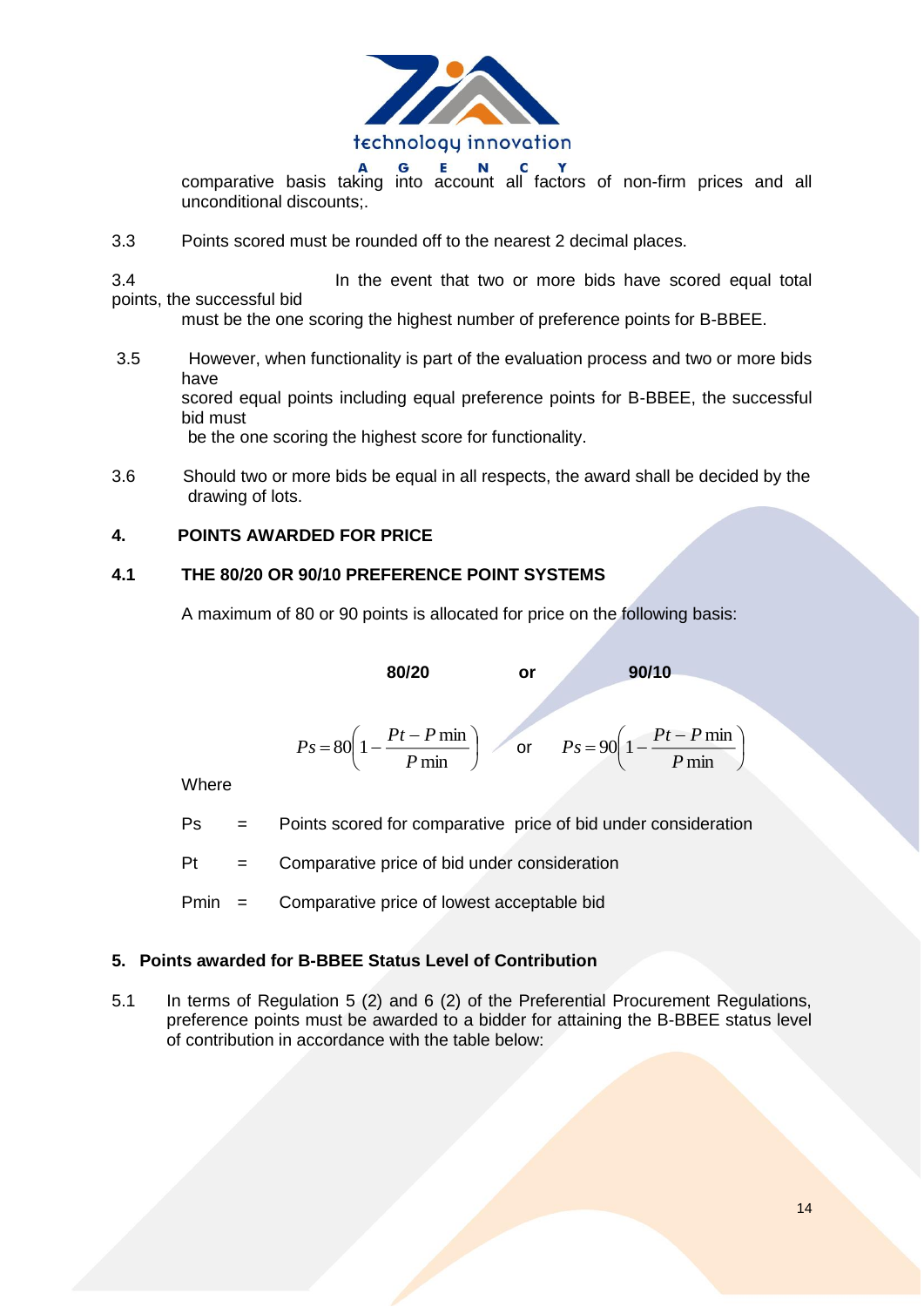comparative basis taking into account all factors of non-firm prices and all unconditional discounts;.

3.3 Points scored must be rounded off to the nearest 2 decimal places.

3.4 In the event that two or more bids have scored equal total points, the successful bid must be the one scoring the highest number of preference points for B-BBEE.

3.5 However, when functionality is part of the evaluation process and two or more bids have scored equal points including equal preference points for B-BBEE, the successful bid must be the one scoring the highest score for functionality.

3.6 Should two or more bids be equal in all respects, the award shall be decided by the drawing of lots.

## 4. POINTS AWARDED FOR PRICE

### 4.1 THE 80/20 OR 90/10 PREFERENCE POINT SYSTEMS

A maximum of 80 or 90 points is allocated for price on the following basis:

**80/20** or **90/10**

$$Ps = 80\left(1 - \frac{Pt - P\min}{P\min}\right) \quad \text{or} \quad Ps = 90\left(1 - \frac{Pt - P\min}{P\min}\right)$$

Where

Ps = Points scored for comparative price of bid under consideration

Pt = Comparative price of bid under consideration

Pmin = Comparative price of lowest acceptable bid

## 5. Points awarded for B-BBEE Status Level of Contribution

5.1 In terms of Regulation 5 (2) and 6 (2) of the Preferential Procurement Regulations, preference points must be awarded to a bidder for attaining the B-BBEE status level of contribution in accordance with the table below: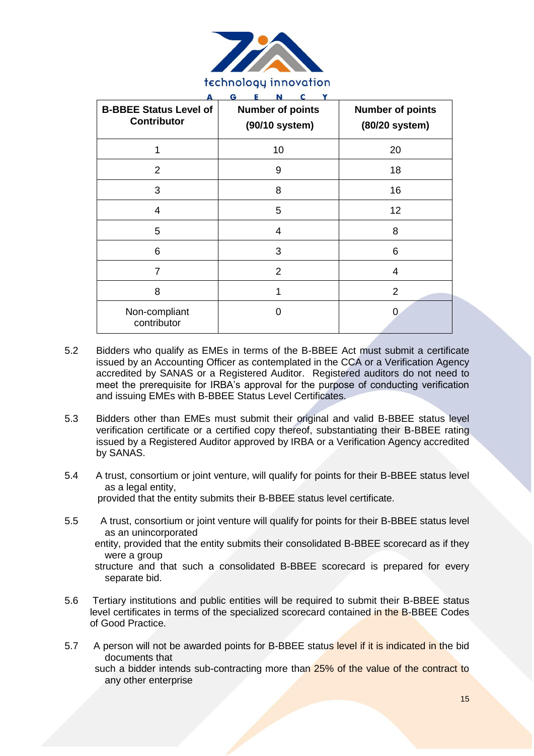| B-BBEE Status Level of Contributor | Number of points (90/10 system) | Number of points (80/20 system) |
|---|---|---|
| 1 | 10 | 20 |
| 2 | 9 | 18 |
| 3 | 8 | 16 |
| 4 | 5 | 12 |
| 5 | 4 | 8 |
| 6 | 3 | 6 |
| 7 | 2 | 4 |
| 8 | 1 | 2 |
| Non-compliant contributor | 0 | 0 |

5.2 Bidders who qualify as EMEs in terms of the B-BBEE Act must submit a certificate issued by an Accounting Officer as contemplated in the CCA or a Verification Agency accredited by SANAS or a Registered Auditor. Registered auditors do not need to meet the prerequisite for IRBA's approval for the purpose of conducting verification and issuing EMEs with B-BBEE Status Level Certificates.

5.3 Bidders other than EMEs must submit their original and valid B-BBEE status level verification certificate or a certified copy thereof, substantiating their B-BBEE rating issued by a Registered Auditor approved by IRBA or a Verification Agency accredited by SANAS.

5.4 A trust, consortium or joint venture, will qualify for points for their B-BBEE status level as a legal entity, provided that the entity submits their B-BBEE status level certificate.

5.5 A trust, consortium or joint venture will qualify for points for their B-BBEE status level as an unincorporated entity, provided that the entity submits their consolidated B-BBEE scorecard as if they were a group structure and that such a consolidated B-BBEE scorecard is prepared for every separate bid.

5.6 Tertiary institutions and public entities will be required to submit their B-BBEE status level certificates in terms of the specialized scorecard contained in the B-BBEE Codes of Good Practice.

5.7 A person will not be awarded points for B-BBEE status level if it is indicated in the bid documents that such a bidder intends sub-contracting more than 25% of the value of the contract to any other enterprise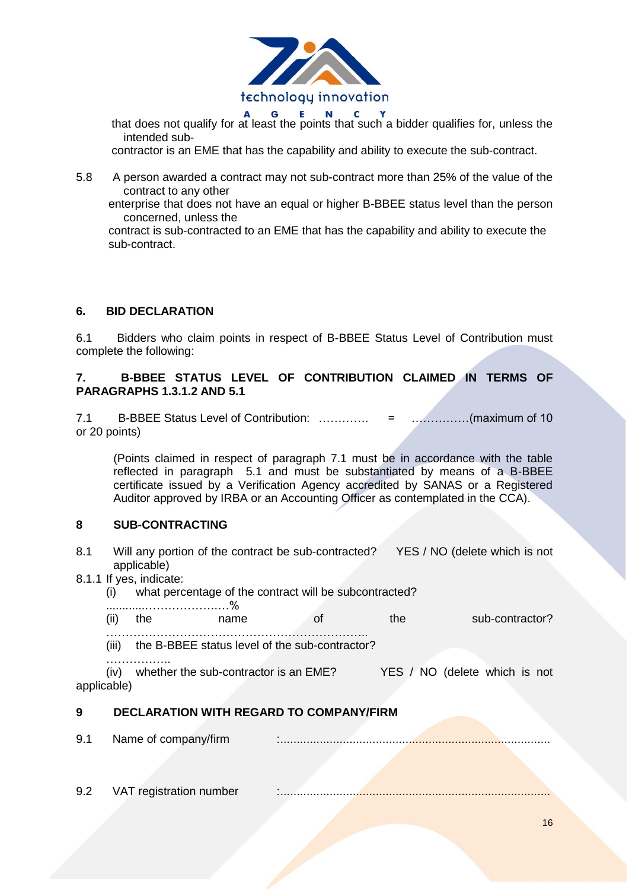that does not qualify for at least the points that such a bidder qualifies for, unless the intended sub-contractor is an EME that has the capability and ability to execute the sub-contract.

5.8 A person awarded a contract may not sub-contract more than 25% of the value of the contract to any other enterprise that does not have an equal or higher B-BBEE status level than the person concerned, unless the contract is sub-contracted to an EME that has the capability and ability to execute the sub-contract.

## 6. BID DECLARATION

6.1 Bidders who claim points in respect of B-BBEE Status Level of Contribution must complete the following:

## 7. B-BBEE STATUS LEVEL OF CONTRIBUTION CLAIMED IN TERMS OF PARAGRAPHS 1.3.1.2 AND 5.1

7.1 B-BBEE Status Level of Contribution: …………. = ……………(maximum of 10 or 20 points)

(Points claimed in respect of paragraph 7.1 must be in accordance with the table reflected in paragraph 5.1 and must be substantiated by means of a B-BBEE certificate issued by a Verification Agency accredited by SANAS or a Registered Auditor approved by IRBA or an Accounting Officer as contemplated in the CCA).

## 8 SUB-CONTRACTING

8.1 Will any portion of the contract be sub-contracted? YES / NO (delete which is not applicable)

8.1.1 If yes, indicate:

(i) what percentage of the contract will be subcontracted? ............……………….…%

(ii) the name of the sub-contractor? …………………………………………………………..

(iii) the B-BBEE status level of the sub-contractor? ……………..

(iv) whether the sub-contractor is an EME? YES / NO (delete which is not applicable)

## 9 DECLARATION WITH REGARD TO COMPANY/FIRM

9.1 Name of company/firm :.................................................................................

9.2 VAT registration number :.................................................................................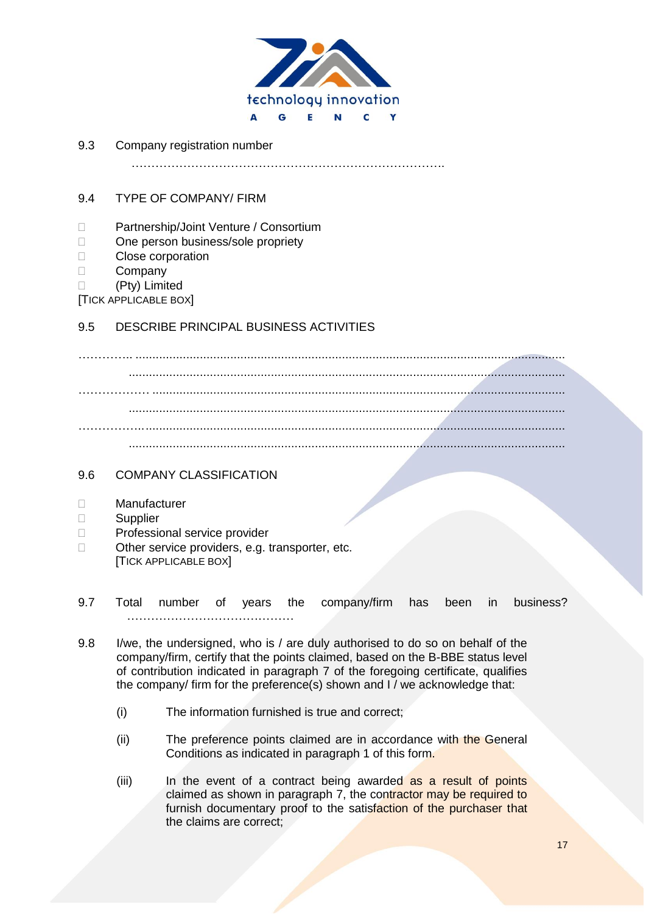9.3 Company registration number

……………………………………………………………………….

9.4 TYPE OF COMPANY/ FIRM

- ☐ Partnership/Joint Venture / Consortium
- ☐ One person business/sole propriety
- ☐ Close corporation
- ☐ Company
- ☐ (Pty) Limited

[TICK APPLICABLE BOX]

9.5 DESCRIBE PRINCIPAL BUSINESS ACTIVITIES

………….. ..................................................................................................................................

..................................................................................................................................

……………… ..................................................................................................................................

..................................................................................................................................

……………….................................................................................................................................

..................................................................................................................................

9.6 COMPANY CLASSIFICATION

- ☐ Manufacturer
- ☐ Supplier
- ☐ Professional service provider
- ☐ Other service providers, e.g. transporter, etc.

[TICK APPLICABLE BOX]

9.7 Total number of years the company/firm has been in business? ……………………………………

9.8 I/we, the undersigned, who is / are duly authorised to do so on behalf of the company/firm, certify that the points claimed, based on the B-BBE status level of contribution indicated in paragraph 7 of the foregoing certificate, qualifies the company/ firm for the preference(s) shown and I / we acknowledge that:

(i) The information furnished is true and correct;

(ii) The preference points claimed are in accordance with the General Conditions as indicated in paragraph 1 of this form.

(iii) In the event of a contract being awarded as a result of points claimed as shown in paragraph 7, the contractor may be required to furnish documentary proof to the satisfaction of the purchaser that the claims are correct;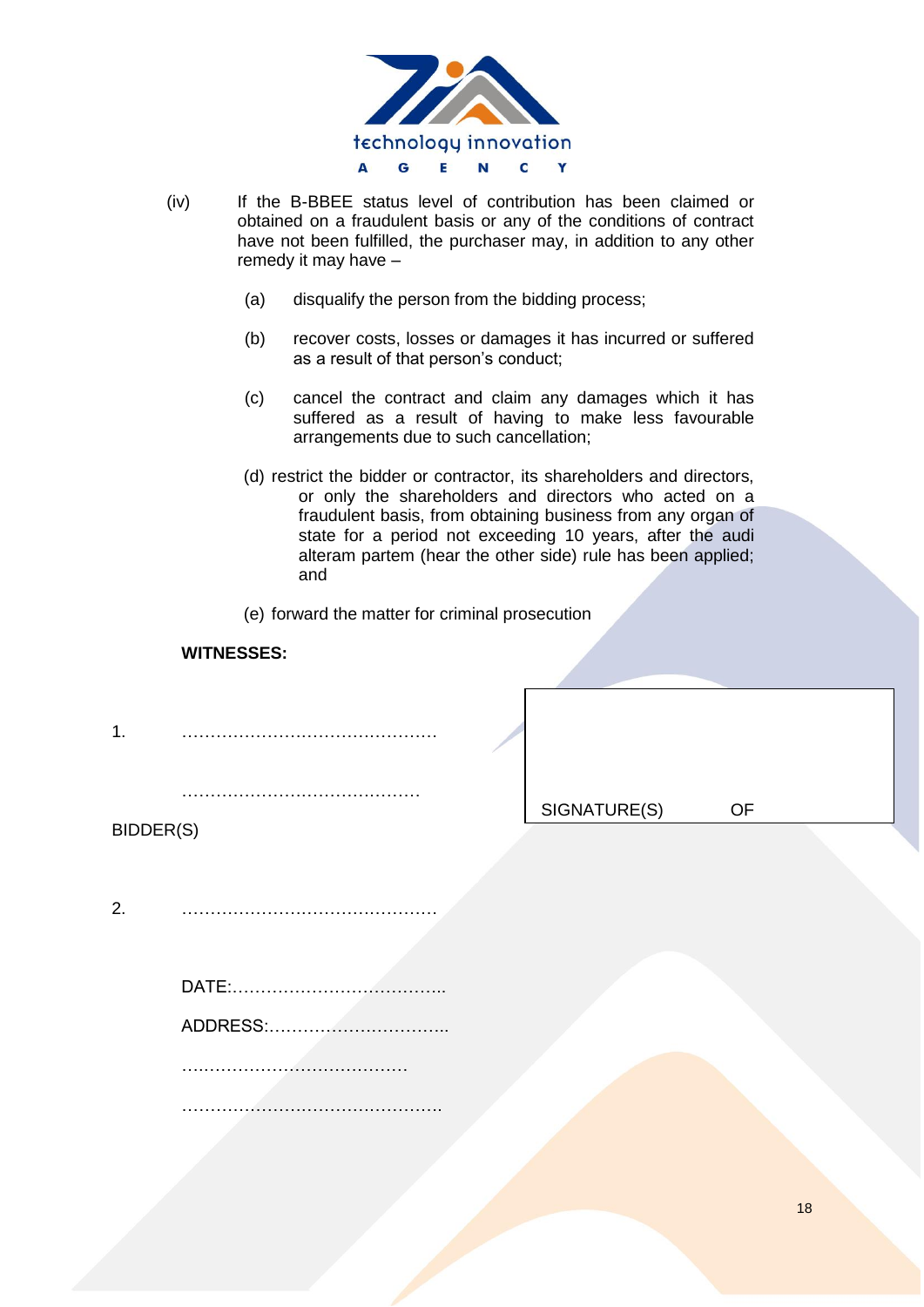(iv) If the B-BBEE status level of contribution has been claimed or obtained on a fraudulent basis or any of the conditions of contract have not been fulfilled, the purchaser may, in addition to any other remedy it may have –

(a) disqualify the person from the bidding process;

(b) recover costs, losses or damages it has incurred or suffered as a result of that person's conduct;

(c) cancel the contract and claim any damages which it has suffered as a result of having to make less favourable arrangements due to such cancellation;

(d) restrict the bidder or contractor, its shareholders and directors, or only the shareholders and directors who acted on a fraudulent basis, from obtaining business from any organ of state for a period not exceeding 10 years, after the audi alteram partem (hear the other side) rule has been applied; and

(e) forward the matter for criminal prosecution

**WITNESSES:**

1. ………………………………………

………………………………………

SIGNATURE(S) OF BIDDER(S)

2. ………………………………………

DATE:………………………………..

ADDRESS:…………………………..

………………………………….

……………………………………….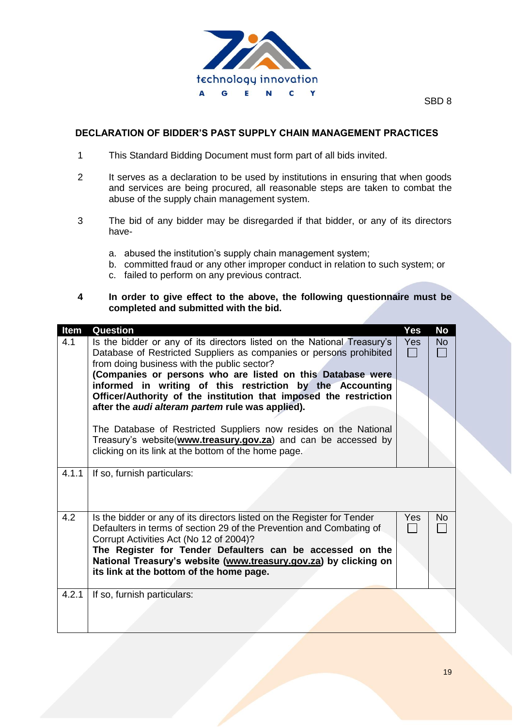SBD 8

## DECLARATION OF BIDDER'S PAST SUPPLY CHAIN MANAGEMENT PRACTICES

1. This Standard Bidding Document must form part of all bids invited.

2. It serves as a declaration to be used by institutions in ensuring that when goods and services are being procured, all reasonable steps are taken to combat the abuse of the supply chain management system.

3. The bid of any bidder may be disregarded if that bidder, or any of its directors have-

   a. abused the institution's supply chain management system;
   b. committed fraud or any other improper conduct in relation to such system; or
   c. failed to perform on any previous contract.

4. **In order to give effect to the above, the following questionnaire must be completed and submitted with the bid.**

| Item | Question | Yes | No |
|---|---|---|---|
| 4.1 | Is the bidder or any of its directors listed on the National Treasury's Database of Restricted Suppliers as companies or persons prohibited from doing business with the public sector? **(Companies or persons who are listed on this Database were informed in writing of this restriction by the Accounting Officer/Authority of the institution that imposed the restriction after the *audi alteram partem* rule was applied).** The Database of Restricted Suppliers now resides on the National Treasury's website(**www.treasury.gov.za**) and can be accessed by clicking on its link at the bottom of the home page. | Yes ☐ | No ☐ |
| 4.1.1 | If so, furnish particulars: | | |
| 4.2 | Is the bidder or any of its directors listed on the Register for Tender Defaulters in terms of section 29 of the Prevention and Combating of Corrupt Activities Act (No 12 of 2004)? **The Register for Tender Defaulters can be accessed on the National Treasury's website (www.treasury.gov.za) by clicking on its link at the bottom of the home page.** | Yes ☐ | No ☐ |
| 4.2.1 | If so, furnish particulars: | | |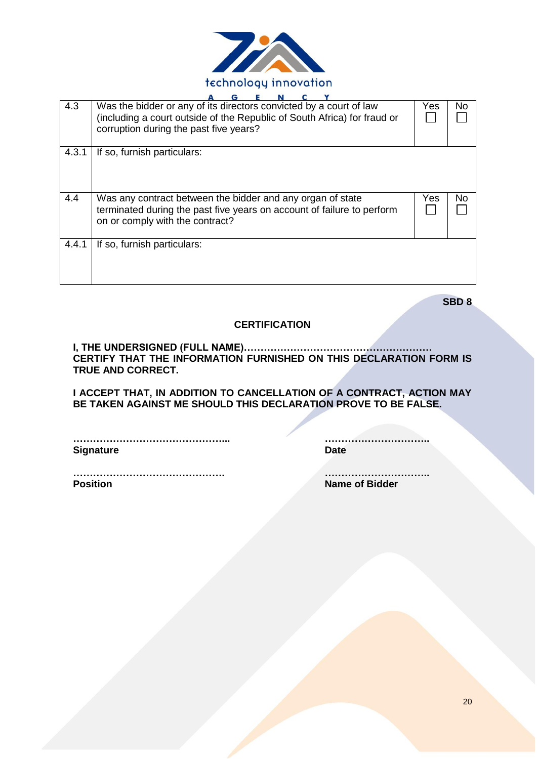| 4.3 | Was the bidder or any of its directors convicted by a court of law (including a court outside of the Republic of South Africa) for fraud or corruption during the past five years? | Yes ☐ | No ☐ |
|---|---|---|---|
| 4.3.1 | If so, furnish particulars: | | |
| 4.4 | Was any contract between the bidder and any organ of state terminated during the past five years on account of failure to perform on or comply with the contract? | Yes ☐ | No ☐ |
| 4.4.1 | If so, furnish particulars: | | |

**SBD 8**

**CERTIFICATION**

**I, THE UNDERSIGNED (FULL NAME)…………………………………………………**
**CERTIFY THAT THE INFORMATION FURNISHED ON THIS DECLARATION FORM IS TRUE AND CORRECT.**

**I ACCEPT THAT, IN ADDITION TO CANCELLATION OF A CONTRACT, ACTION MAY BE TAKEN AGAINST ME SHOULD THIS DECLARATION PROVE TO BE FALSE.**

| | |
|---|---|
| **………………………………………...** | **…………………………..** |
| **Signature** | **Date** |
| **……………………………………….** | **…………………………..** |
| **Position** | **Name of Bidder** |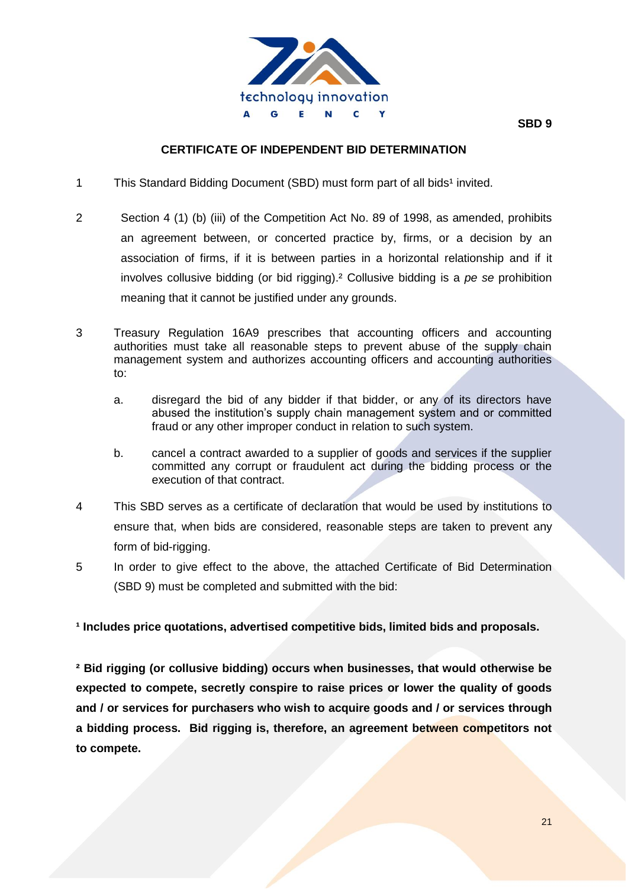SBD 9

## CERTIFICATE OF INDEPENDENT BID DETERMINATION

1. This Standard Bidding Document (SBD) must form part of all bids[1] invited.

2. Section 4 (1) (b) (iii) of the Competition Act No. 89 of 1998, as amended, prohibits an agreement between, or concerted practice by, firms, or a decision by an association of firms, if it is between parties in a horizontal relationship and if it involves collusive bidding (or bid rigging).[2] Collusive bidding is a *pe se* prohibition meaning that it cannot be justified under any grounds.

3. Treasury Regulation 16A9 prescribes that accounting officers and accounting authorities must take all reasonable steps to prevent abuse of the supply chain management system and authorizes accounting officers and accounting authorities to:

   a. disregard the bid of any bidder if that bidder, or any of its directors have abused the institution's supply chain management system and or committed fraud or any other improper conduct in relation to such system.

   b. cancel a contract awarded to a supplier of goods and services if the supplier committed any corrupt or fraudulent act during the bidding process or the execution of that contract.

4. This SBD serves as a certificate of declaration that would be used by institutions to ensure that, when bids are considered, reasonable steps are taken to prevent any form of bid-rigging.

5. In order to give effect to the above, the attached Certificate of Bid Determination (SBD 9) must be completed and submitted with the bid:

**[1] Includes price quotations, advertised competitive bids, limited bids and proposals.**

**[2] Bid rigging (or collusive bidding) occurs when businesses, that would otherwise be expected to compete, secretly conspire to raise prices or lower the quality of goods and / or services for purchasers who wish to acquire goods and / or services through a bidding process. Bid rigging is, therefore, an agreement between competitors not to compete.**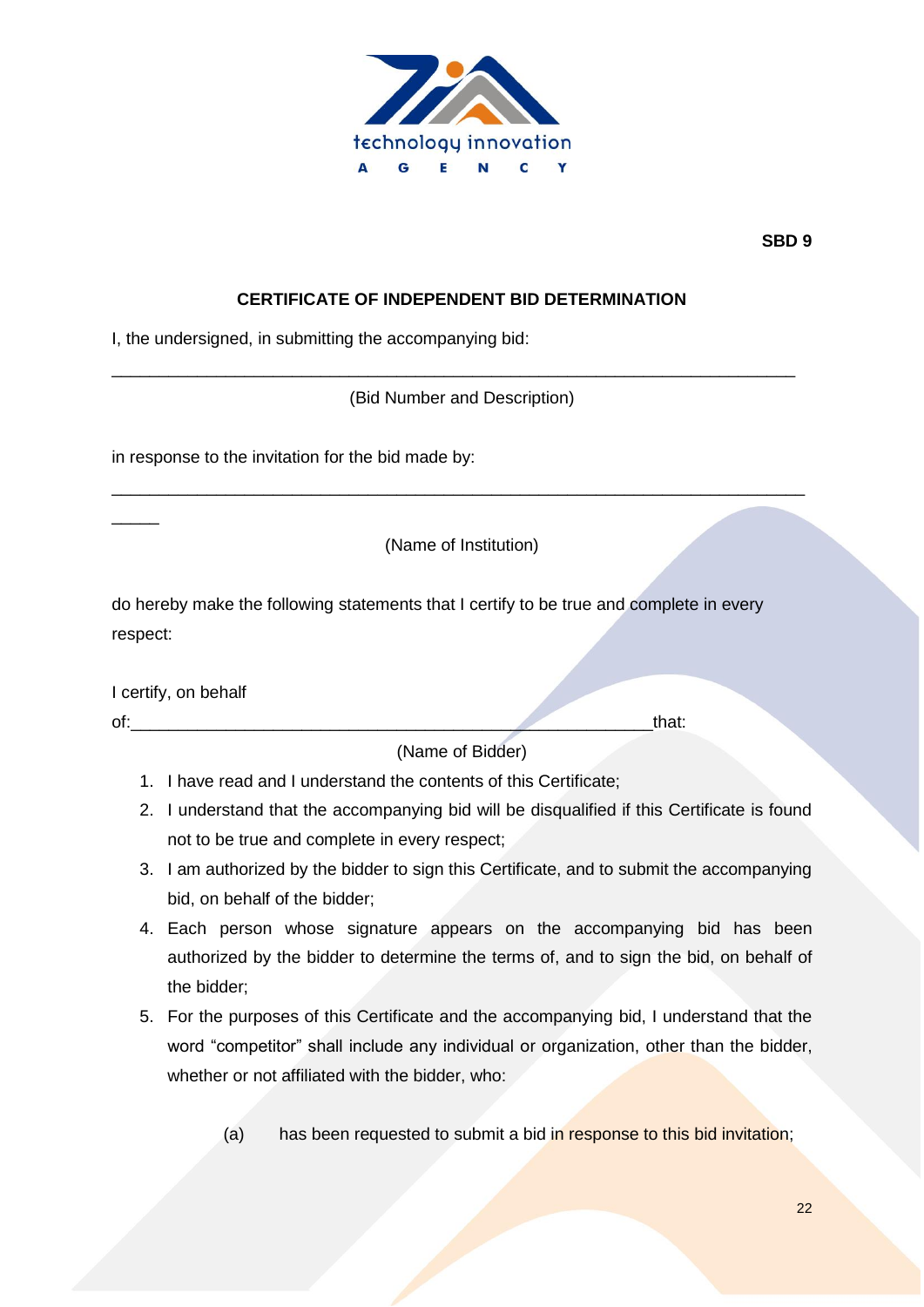**SBD 9**

**CERTIFICATE OF INDEPENDENT BID DETERMINATION**

I, the undersigned, in submitting the accompanying bid:

_______________________________________________________________________

(Bid Number and Description)

in response to the invitation for the bid made by:

_______________________________________________________________________

_____

(Name of Institution)

do hereby make the following statements that I certify to be true and complete in every respect:

I certify, on behalf of:_____________________________________________________that:

(Name of Bidder)

1. I have read and I understand the contents of this Certificate;
2. I understand that the accompanying bid will be disqualified if this Certificate is found not to be true and complete in every respect;
3. I am authorized by the bidder to sign this Certificate, and to submit the accompanying bid, on behalf of the bidder;
4. Each person whose signature appears on the accompanying bid has been authorized by the bidder to determine the terms of, and to sign the bid, on behalf of the bidder;
5. For the purposes of this Certificate and the accompanying bid, I understand that the word "competitor" shall include any individual or organization, other than the bidder, whether or not affiliated with the bidder, who:

   (a) has been requested to submit a bid in response to this bid invitation;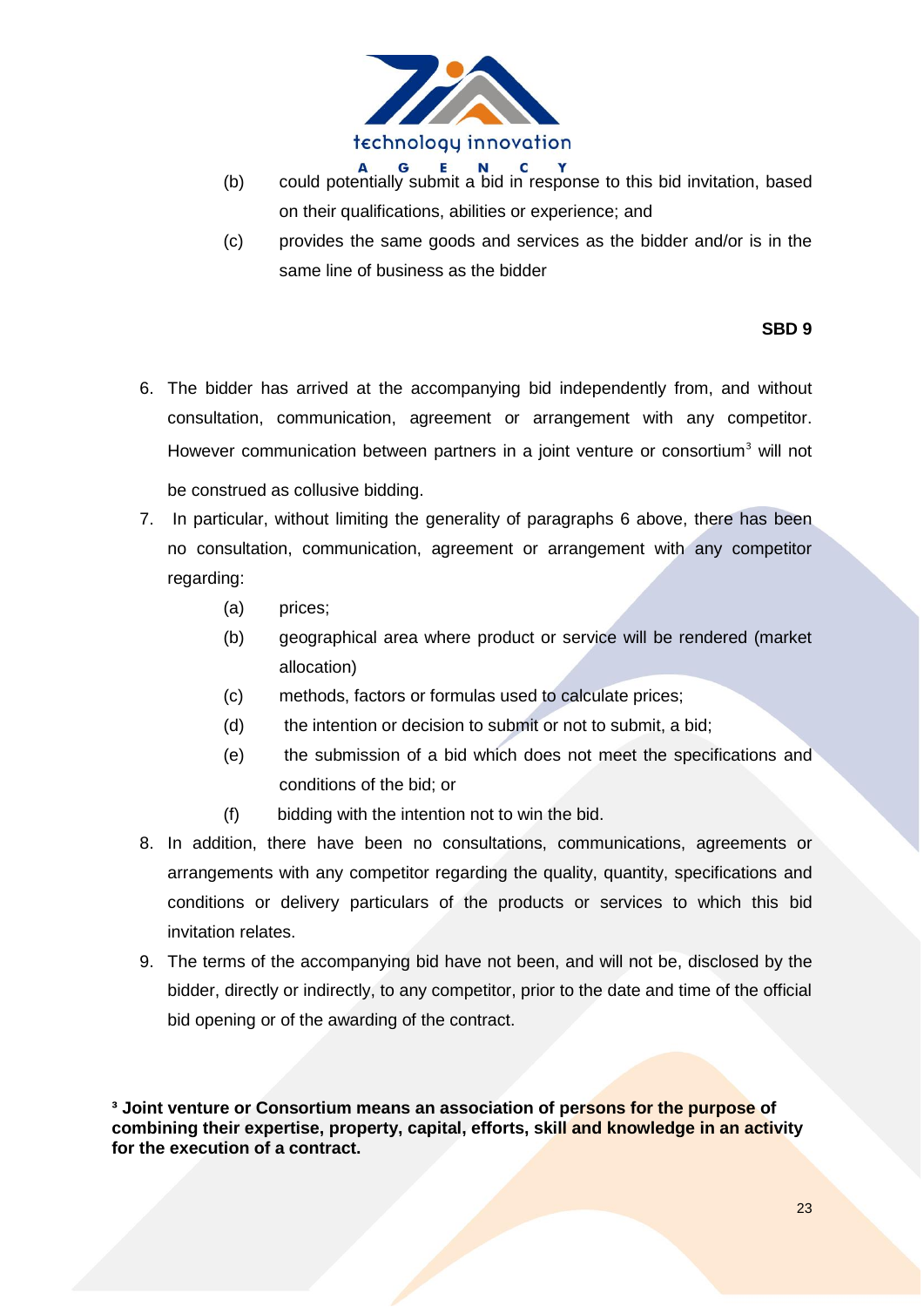(b) could potentially submit a bid in response to this bid invitation, based on their qualifications, abilities or experience; and

(c) provides the same goods and services as the bidder and/or is in the same line of business as the bidder

**SBD 9**

6. The bidder has arrived at the accompanying bid independently from, and without consultation, communication, agreement or arrangement with any competitor. However communication between partners in a joint venture or consortium[3] will not be construed as collusive bidding.
7. In particular, without limiting the generality of paragraphs 6 above, there has been no consultation, communication, agreement or arrangement with any competitor regarding:
   - (a) prices;
   - (b) geographical area where product or service will be rendered (market allocation)
   - (c) methods, factors or formulas used to calculate prices;
   - (d) the intention or decision to submit or not to submit, a bid;
   - (e) the submission of a bid which does not meet the specifications and conditions of the bid; or
   - (f) bidding with the intention not to win the bid.
8. In addition, there have been no consultations, communications, agreements or arrangements with any competitor regarding the quality, quantity, specifications and conditions or delivery particulars of the products or services to which this bid invitation relates.
9. The terms of the accompanying bid have not been, and will not be, disclosed by the bidder, directly or indirectly, to any competitor, prior to the date and time of the official bid opening or of the awarding of the contract.

**[3] Joint venture or Consortium means an association of persons for the purpose of combining their expertise, property, capital, efforts, skill and knowledge in an activity for the execution of a contract.**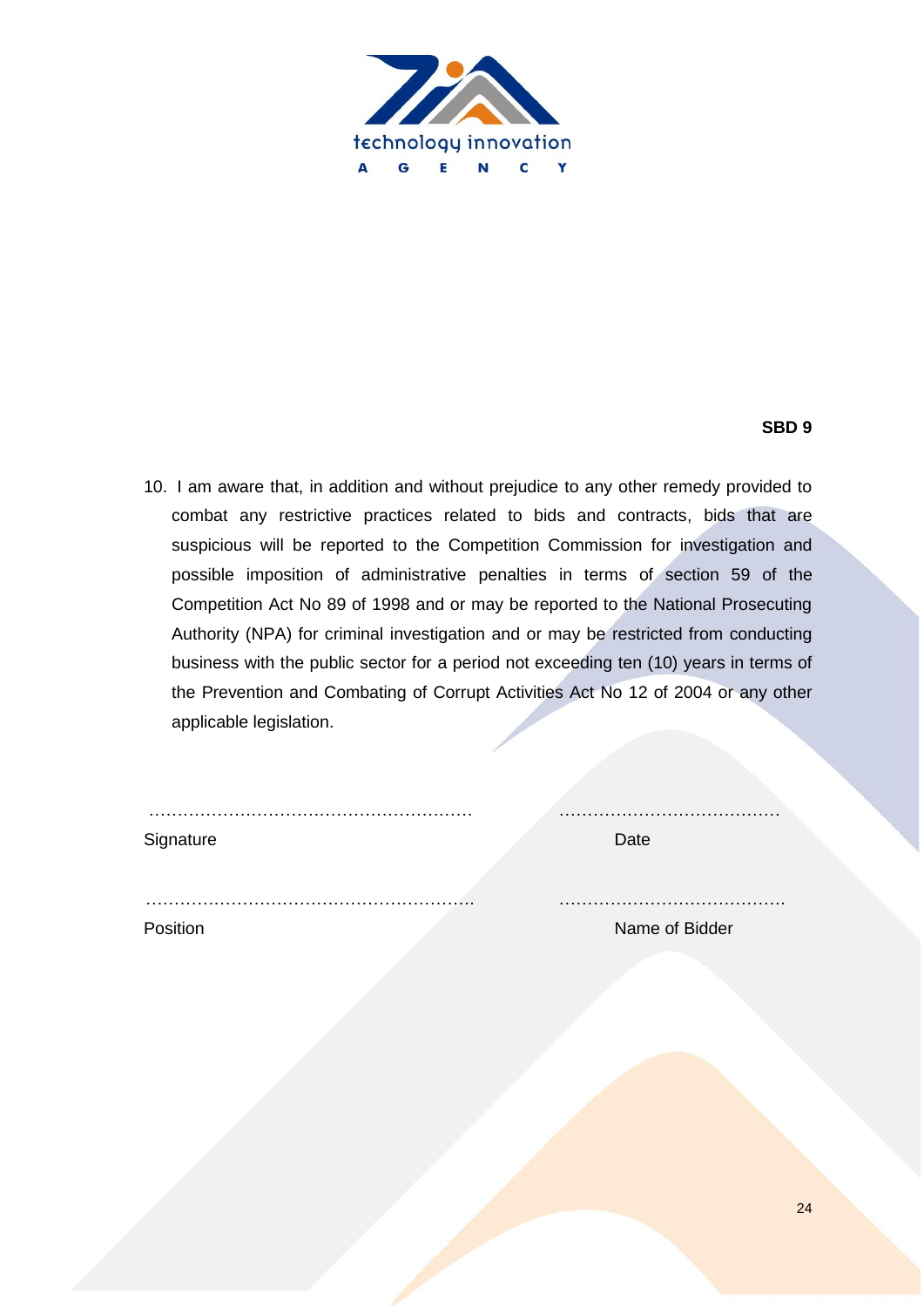**SBD 9**

10. I am aware that, in addition and without prejudice to any other remedy provided to combat any restrictive practices related to bids and contracts, bids that are suspicious will be reported to the Competition Commission for investigation and possible imposition of administrative penalties in terms of section 59 of the Competition Act No 89 of 1998 and or may be reported to the National Prosecuting Authority (NPA) for criminal investigation and or may be restricted from conducting business with the public sector for a period not exceeding ten (10) years in terms of the Prevention and Combating of Corrupt Activities Act No 12 of 2004 or any other applicable legislation.

………………………………………………… ………………………………….

Signature Date

………………………………………………… ………………………………….

Position Name of Bidder